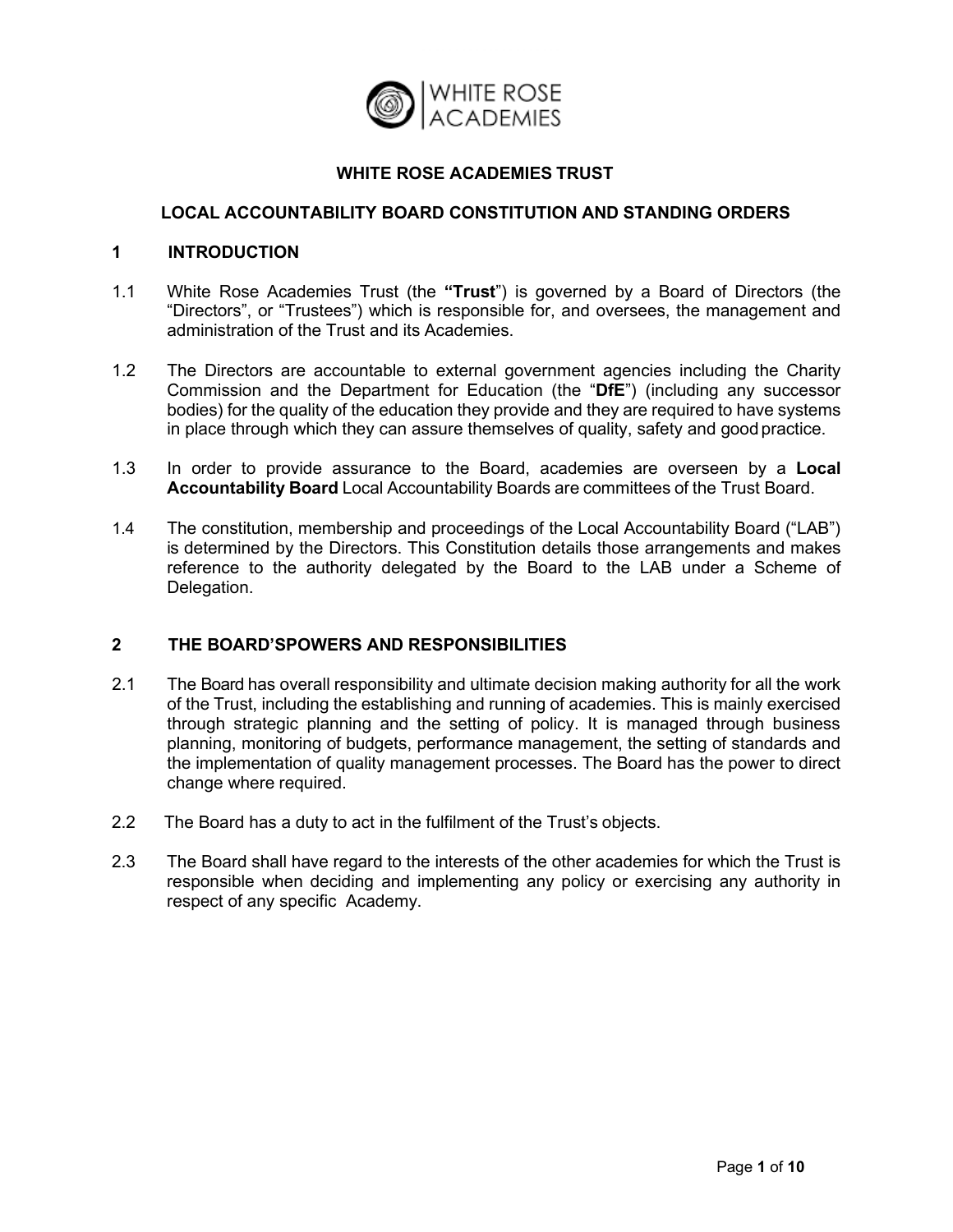# WHITE ROSE ACADEMIES TRUST

## LOCAL ACCOUNTABILITY BOARD CONSTITUTION AND STANDING ORDERS

### 1 INTRODUCTION

1.1 White Rose Academies Trust (the **"Trust**") is governed by a Board of Directors (the "Directors", or "Trustees") which is responsible for, and oversees, the management and administration of the Trust and its Academies.

1.2 The Directors are accountable to external government agencies including the Charity Commission and the Department for Education (the "**DfE**") (including any successor bodies) for the quality of the education they provide and they are required to have systems in place through which they can assure themselves of quality, safety and good practice.

1.3 In order to provide assurance to the Board, academies are overseen by a **Local Accountability Board** Local Accountability Boards are committees of the Trust Board.

1.4 The constitution, membership and proceedings of the Local Accountability Board ("LAB") is determined by the Directors. This Constitution details those arrangements and makes reference to the authority delegated by the Board to the LAB under a Scheme of Delegation.

### 2 THE BOARD'SPOWERS AND RESPONSIBILITIES

2.1 The Board has overall responsibility and ultimate decision making authority for all the work of the Trust, including the establishing and running of academies. This is mainly exercised through strategic planning and the setting of policy. It is managed through business planning, monitoring of budgets, performance management, the setting of standards and the implementation of quality management processes. The Board has the power to direct change where required.

2.2 The Board has a duty to act in the fulfilment of the Trust's objects.

2.3 The Board shall have regard to the interests of the other academies for which the Trust is responsible when deciding and implementing any policy or exercising any authority in respect of any specific Academy.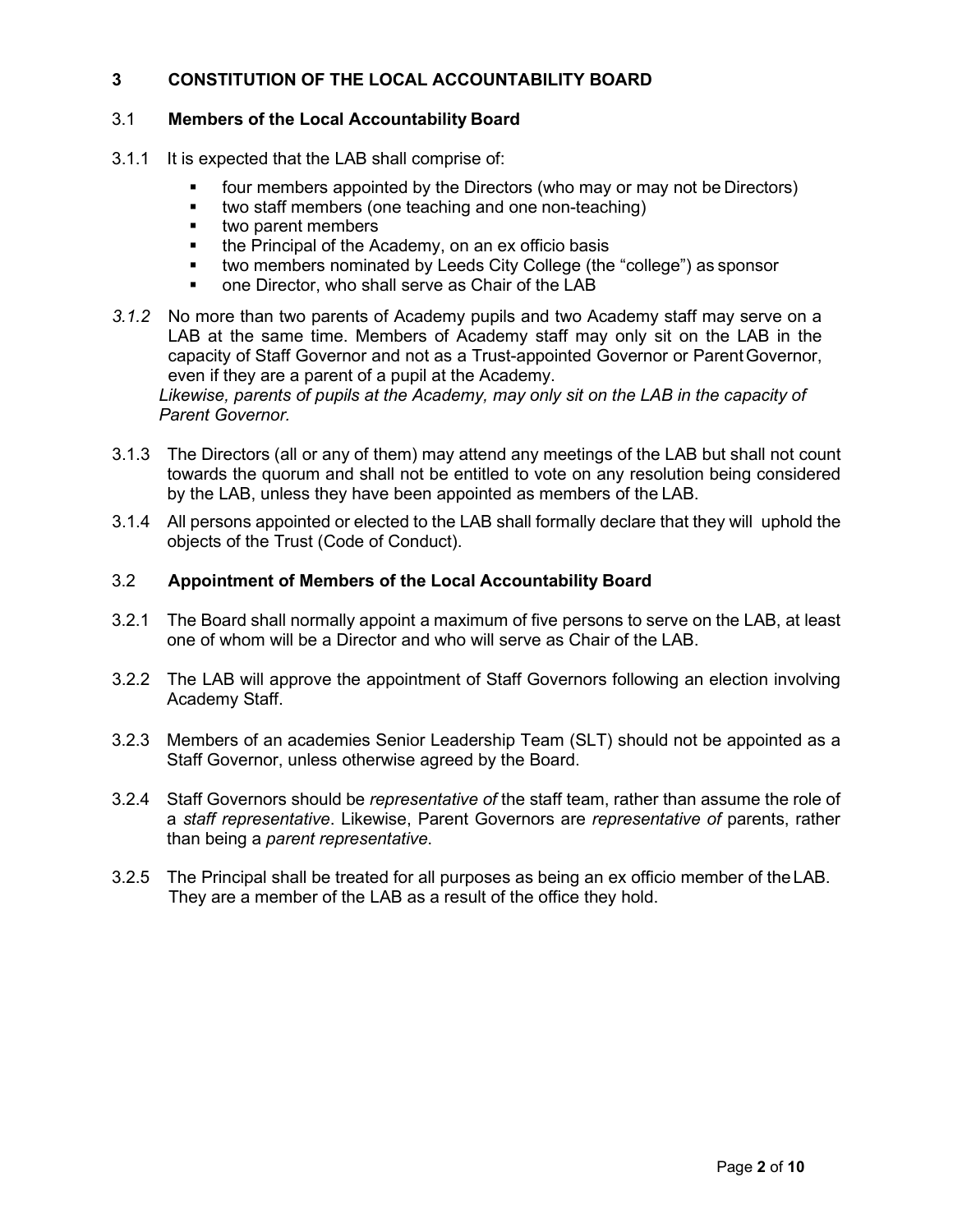## 3 CONSTITUTION OF THE LOCAL ACCOUNTABILITY BOARD

### 3.1 Members of the Local Accountability Board

3.1.1 It is expected that the LAB shall comprise of:

- four members appointed by the Directors (who may or may not be Directors)
- two staff members (one teaching and one non-teaching)
- two parent members
- the Principal of the Academy, on an ex officio basis
- two members nominated by Leeds City College (the "college") as sponsor
- one Director, who shall serve as Chair of the LAB

*3.1.2* No more than two parents of Academy pupils and two Academy staff may serve on a LAB at the same time. Members of Academy staff may only sit on the LAB in the capacity of Staff Governor and not as a Trust-appointed Governor or Parent Governor, even if they are a parent of a pupil at the Academy.
*Likewise, parents of pupils at the Academy, may only sit on the LAB in the capacity of Parent Governor.*

3.1.3 The Directors (all or any of them) may attend any meetings of the LAB but shall not count towards the quorum and shall not be entitled to vote on any resolution being considered by the LAB, unless they have been appointed as members of the LAB.

3.1.4 All persons appointed or elected to the LAB shall formally declare that they will uphold the objects of the Trust (Code of Conduct).

### 3.2 Appointment of Members of the Local Accountability Board

3.2.1 The Board shall normally appoint a maximum of five persons to serve on the LAB, at least one of whom will be a Director and who will serve as Chair of the LAB.

3.2.2 The LAB will approve the appointment of Staff Governors following an election involving Academy Staff.

3.2.3 Members of an academies Senior Leadership Team (SLT) should not be appointed as a Staff Governor, unless otherwise agreed by the Board.

3.2.4 Staff Governors should be *representative of* the staff team, rather than assume the role of a *staff representative*. Likewise, Parent Governors are *representative of* parents, rather than being a *parent representative*.

3.2.5 The Principal shall be treated for all purposes as being an ex officio member of the LAB. They are a member of the LAB as a result of the office they hold.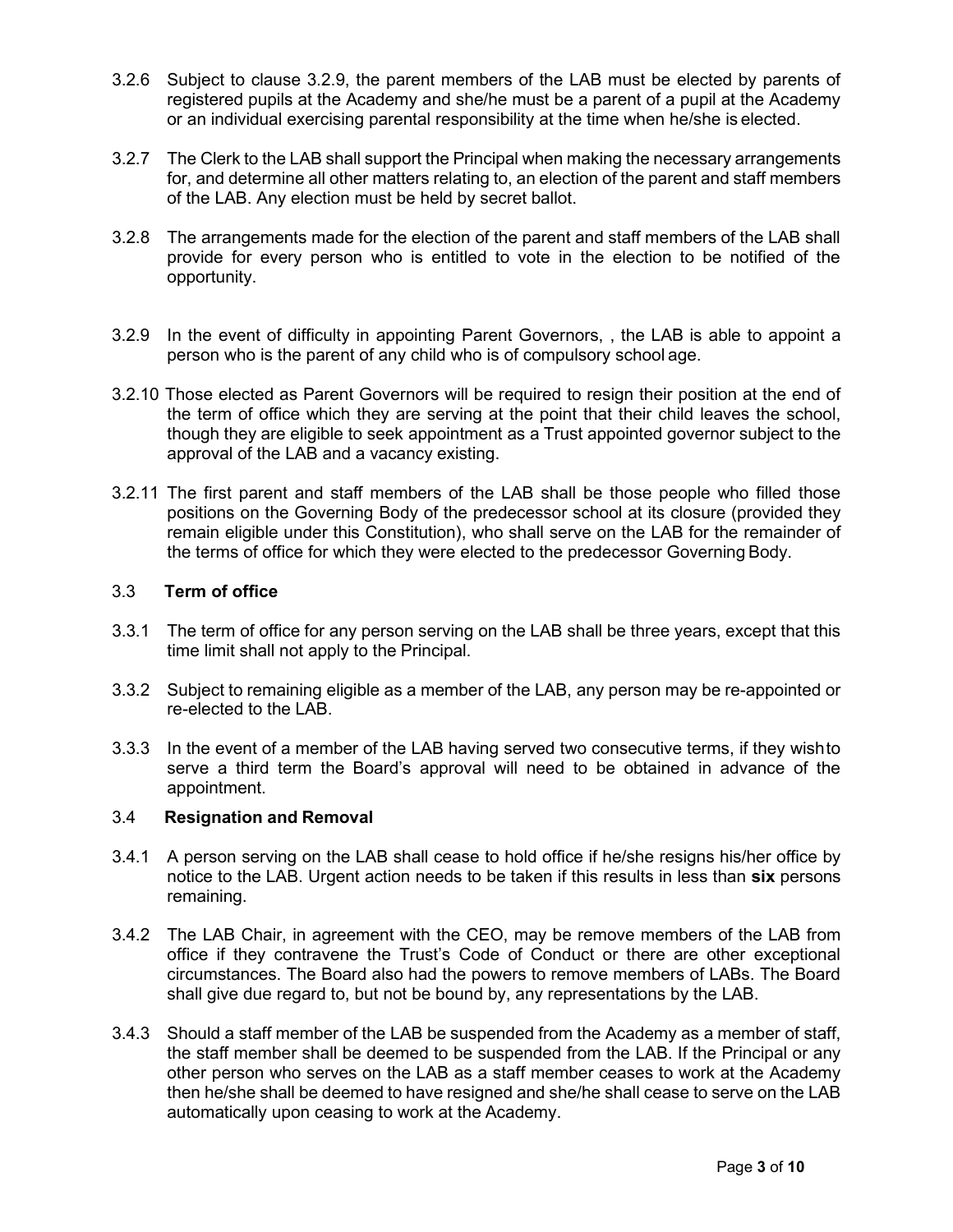3.2.6 Subject to clause 3.2.9, the parent members of the LAB must be elected by parents of registered pupils at the Academy and she/he must be a parent of a pupil at the Academy or an individual exercising parental responsibility at the time when he/she is elected.

3.2.7 The Clerk to the LAB shall support the Principal when making the necessary arrangements for, and determine all other matters relating to, an election of the parent and staff members of the LAB. Any election must be held by secret ballot.

3.2.8 The arrangements made for the election of the parent and staff members of the LAB shall provide for every person who is entitled to vote in the election to be notified of the opportunity.

3.2.9 In the event of difficulty in appointing Parent Governors, , the LAB is able to appoint a person who is the parent of any child who is of compulsory school age.

3.2.10 Those elected as Parent Governors will be required to resign their position at the end of the term of office which they are serving at the point that their child leaves the school, though they are eligible to seek appointment as a Trust appointed governor subject to the approval of the LAB and a vacancy existing.

3.2.11 The first parent and staff members of the LAB shall be those people who filled those positions on the Governing Body of the predecessor school at its closure (provided they remain eligible under this Constitution), who shall serve on the LAB for the remainder of the terms of office for which they were elected to the predecessor Governing Body.

### 3.3 Term of office

3.3.1 The term of office for any person serving on the LAB shall be three years, except that this time limit shall not apply to the Principal.

3.3.2 Subject to remaining eligible as a member of the LAB, any person may be re-appointed or re-elected to the LAB.

3.3.3 In the event of a member of the LAB having served two consecutive terms, if they wish to serve a third term the Board's approval will need to be obtained in advance of the appointment.

### 3.4 Resignation and Removal

3.4.1 A person serving on the LAB shall cease to hold office if he/she resigns his/her office by notice to the LAB. Urgent action needs to be taken if this results in less than **six** persons remaining.

3.4.2 The LAB Chair, in agreement with the CEO, may be remove members of the LAB from office if they contravene the Trust's Code of Conduct or there are other exceptional circumstances. The Board also had the powers to remove members of LABs. The Board shall give due regard to, but not be bound by, any representations by the LAB.

3.4.3 Should a staff member of the LAB be suspended from the Academy as a member of staff, the staff member shall be deemed to be suspended from the LAB. If the Principal or any other person who serves on the LAB as a staff member ceases to work at the Academy then he/she shall be deemed to have resigned and she/he shall cease to serve on the LAB automatically upon ceasing to work at the Academy.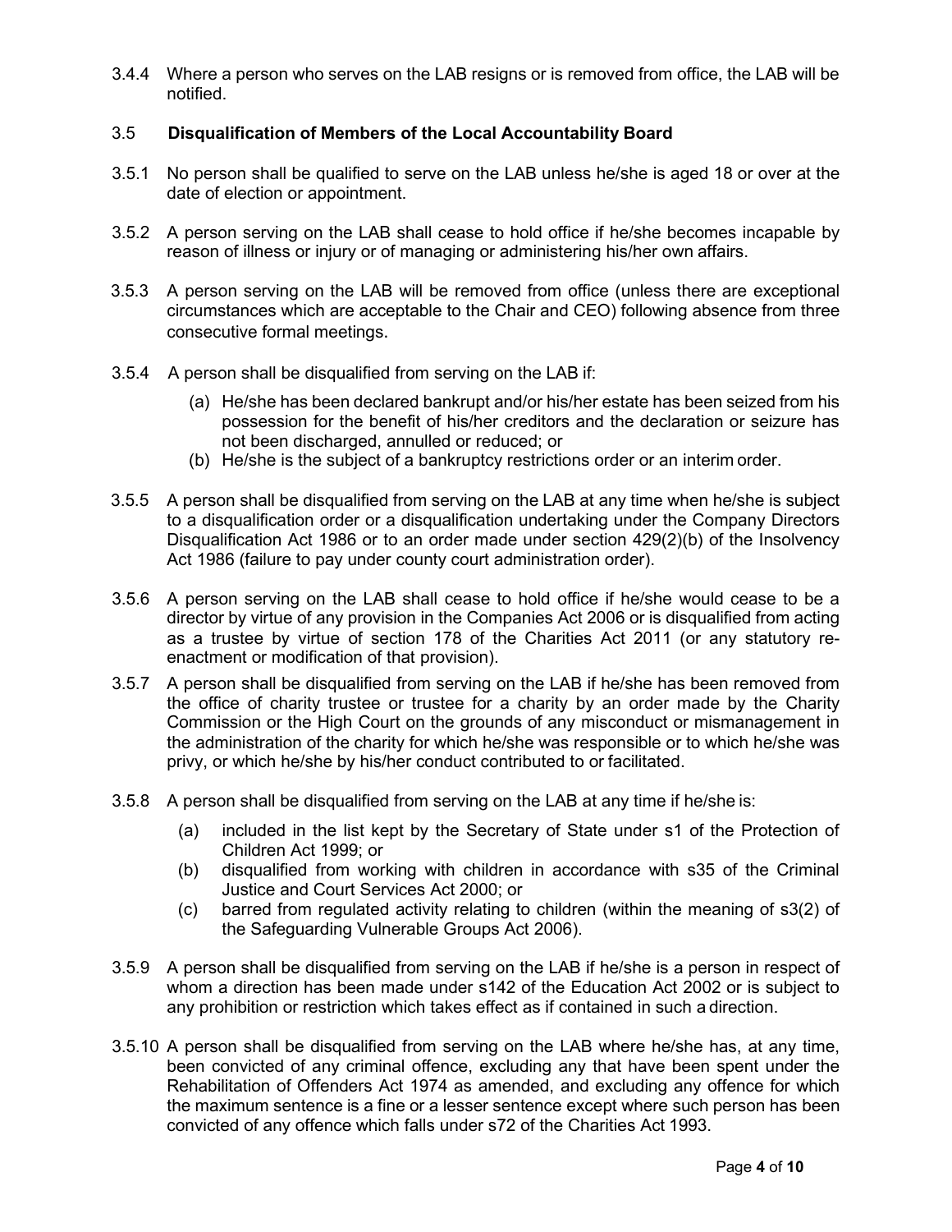3.4.4 Where a person who serves on the LAB resigns or is removed from office, the LAB will be notified.

### 3.5 Disqualification of Members of the Local Accountability Board

3.5.1 No person shall be qualified to serve on the LAB unless he/she is aged 18 or over at the date of election or appointment.

3.5.2 A person serving on the LAB shall cease to hold office if he/she becomes incapable by reason of illness or injury or of managing or administering his/her own affairs.

3.5.3 A person serving on the LAB will be removed from office (unless there are exceptional circumstances which are acceptable to the Chair and CEO) following absence from three consecutive formal meetings.

3.5.4 A person shall be disqualified from serving on the LAB if:

(a) He/she has been declared bankrupt and/or his/her estate has been seized from his possession for the benefit of his/her creditors and the declaration or seizure has not been discharged, annulled or reduced; or
(b) He/she is the subject of a bankruptcy restrictions order or an interim order.

3.5.5 A person shall be disqualified from serving on the LAB at any time when he/she is subject to a disqualification order or a disqualification undertaking under the Company Directors Disqualification Act 1986 or to an order made under section 429(2)(b) of the Insolvency Act 1986 (failure to pay under county court administration order).

3.5.6 A person serving on the LAB shall cease to hold office if he/she would cease to be a director by virtue of any provision in the Companies Act 2006 or is disqualified from acting as a trustee by virtue of section 178 of the Charities Act 2011 (or any statutory re-enactment or modification of that provision).

3.5.7 A person shall be disqualified from serving on the LAB if he/she has been removed from the office of charity trustee or trustee for a charity by an order made by the Charity Commission or the High Court on the grounds of any misconduct or mismanagement in the administration of the charity for which he/she was responsible or to which he/she was privy, or which he/she by his/her conduct contributed to or facilitated.

3.5.8 A person shall be disqualified from serving on the LAB at any time if he/she is:

(a) included in the list kept by the Secretary of State under s1 of the Protection of Children Act 1999; or
(b) disqualified from working with children in accordance with s35 of the Criminal Justice and Court Services Act 2000; or
(c) barred from regulated activity relating to children (within the meaning of s3(2) of the Safeguarding Vulnerable Groups Act 2006).

3.5.9 A person shall be disqualified from serving on the LAB if he/she is a person in respect of whom a direction has been made under s142 of the Education Act 2002 or is subject to any prohibition or restriction which takes effect as if contained in such a direction.

3.5.10 A person shall be disqualified from serving on the LAB where he/she has, at any time, been convicted of any criminal offence, excluding any that have been spent under the Rehabilitation of Offenders Act 1974 as amended, and excluding any offence for which the maximum sentence is a fine or a lesser sentence except where such person has been convicted of any offence which falls under s72 of the Charities Act 1993.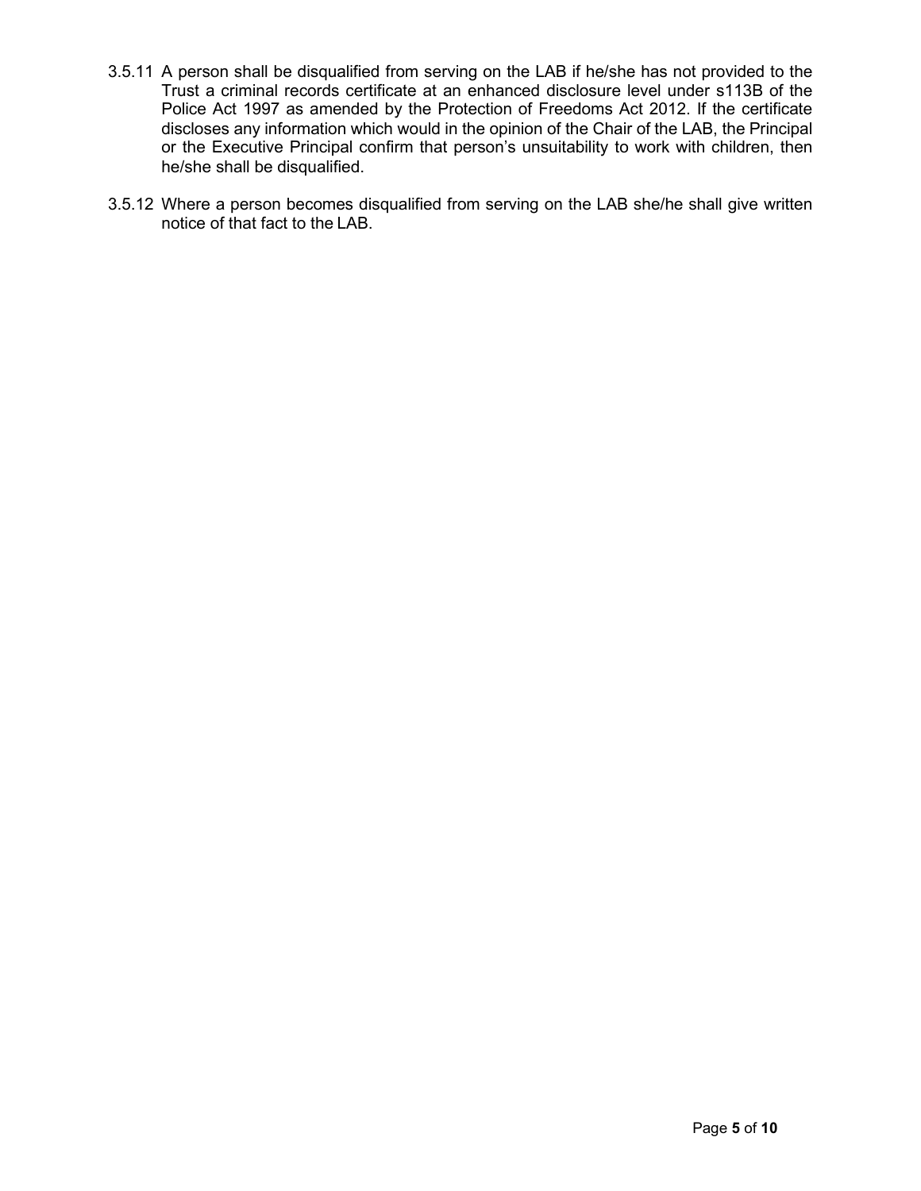3.5.11 A person shall be disqualified from serving on the LAB if he/she has not provided to the Trust a criminal records certificate at an enhanced disclosure level under s113B of the Police Act 1997 as amended by the Protection of Freedoms Act 2012. If the certificate discloses any information which would in the opinion of the Chair of the LAB, the Principal or the Executive Principal confirm that person's unsuitability to work with children, then he/she shall be disqualified.

3.5.12 Where a person becomes disqualified from serving on the LAB she/he shall give written notice of that fact to the LAB.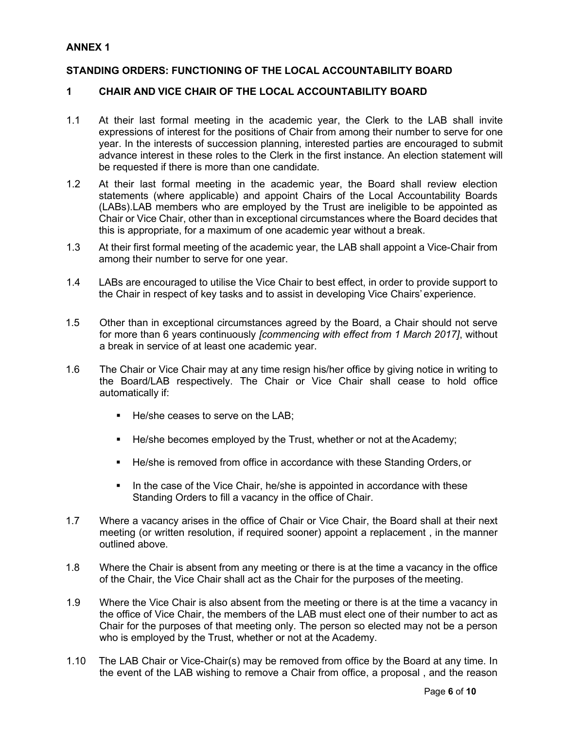**ANNEX 1**

**STANDING ORDERS: FUNCTIONING OF THE LOCAL ACCOUNTABILITY BOARD**

**1 CHAIR AND VICE CHAIR OF THE LOCAL ACCOUNTABILITY BOARD**

1.1 At their last formal meeting in the academic year, the Clerk to the LAB shall invite expressions of interest for the positions of Chair from among their number to serve for one year. In the interests of succession planning, interested parties are encouraged to submit advance interest in these roles to the Clerk in the first instance. An election statement will be requested if there is more than one candidate.

1.2 At their last formal meeting in the academic year, the Board shall review election statements (where applicable) and appoint Chairs of the Local Accountability Boards (LABs).LAB members who are employed by the Trust are ineligible to be appointed as Chair or Vice Chair, other than in exceptional circumstances where the Board decides that this is appropriate, for a maximum of one academic year without a break.

1.3 At their first formal meeting of the academic year, the LAB shall appoint a Vice-Chair from among their number to serve for one year.

1.4 LABs are encouraged to utilise the Vice Chair to best effect, in order to provide support to the Chair in respect of key tasks and to assist in developing Vice Chairs' experience.

1.5 Other than in exceptional circumstances agreed by the Board, a Chair should not serve for more than 6 years continuously *[commencing with effect from 1 March 2017]*, without a break in service of at least one academic year.

1.6 The Chair or Vice Chair may at any time resign his/her office by giving notice in writing to the Board/LAB respectively. The Chair or Vice Chair shall cease to hold office automatically if:

- He/she ceases to serve on the LAB;
- He/she becomes employed by the Trust, whether or not at the Academy;
- He/she is removed from office in accordance with these Standing Orders, or
- In the case of the Vice Chair, he/she is appointed in accordance with these Standing Orders to fill a vacancy in the office of Chair.

1.7 Where a vacancy arises in the office of Chair or Vice Chair, the Board shall at their next meeting (or written resolution, if required sooner) appoint a replacement , in the manner outlined above.

1.8 Where the Chair is absent from any meeting or there is at the time a vacancy in the office of the Chair, the Vice Chair shall act as the Chair for the purposes of the meeting.

1.9 Where the Vice Chair is also absent from the meeting or there is at the time a vacancy in the office of Vice Chair, the members of the LAB must elect one of their number to act as Chair for the purposes of that meeting only. The person so elected may not be a person who is employed by the Trust, whether or not at the Academy.

1.10 The LAB Chair or Vice-Chair(s) may be removed from office by the Board at any time. In the event of the LAB wishing to remove a Chair from office, a proposal , and the reason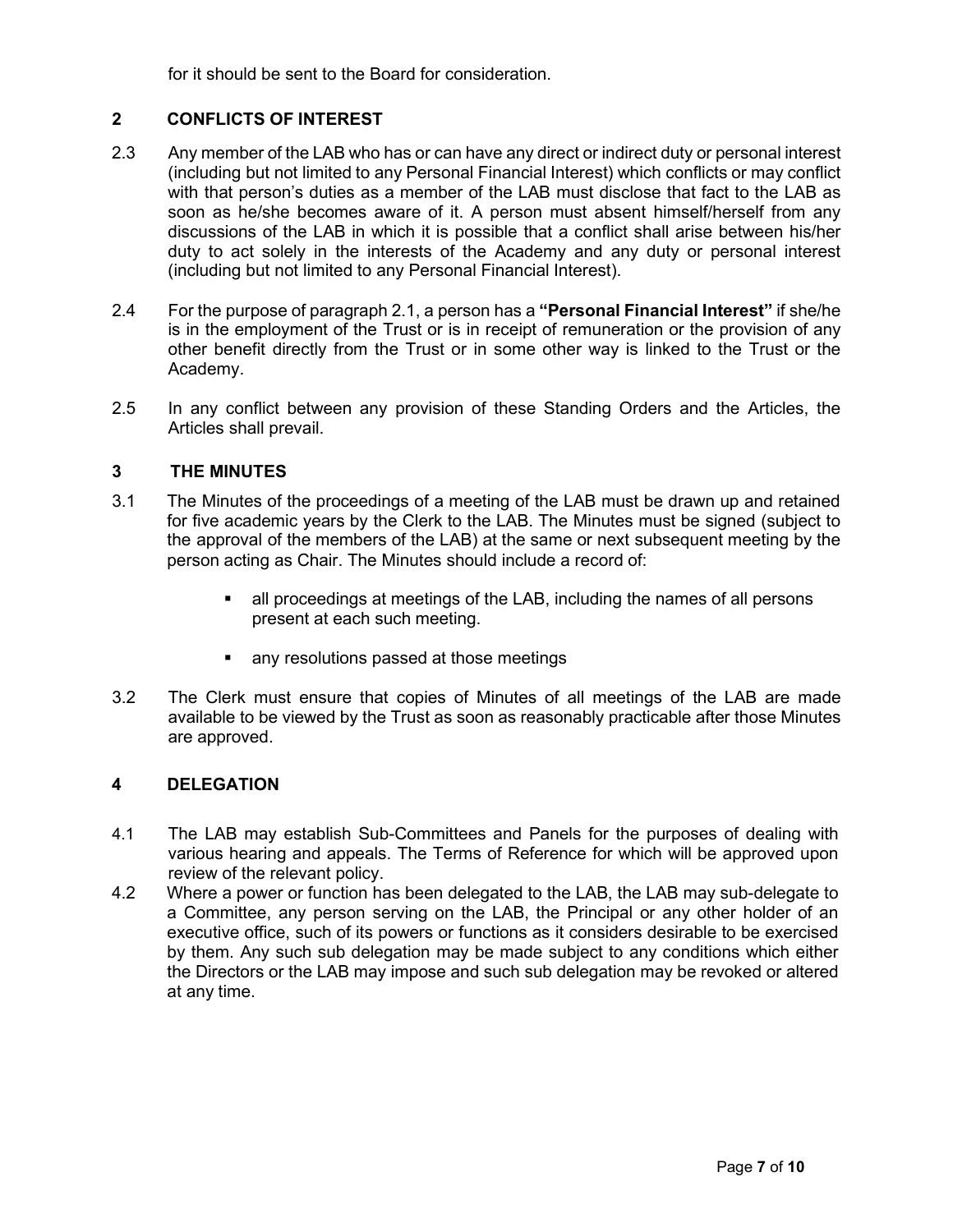for it should be sent to the Board for consideration.

## 2 CONFLICTS OF INTEREST

2.3 Any member of the LAB who has or can have any direct or indirect duty or personal interest (including but not limited to any Personal Financial Interest) which conflicts or may conflict with that person's duties as a member of the LAB must disclose that fact to the LAB as soon as he/she becomes aware of it. A person must absent himself/herself from any discussions of the LAB in which it is possible that a conflict shall arise between his/her duty to act solely in the interests of the Academy and any duty or personal interest (including but not limited to any Personal Financial Interest).

2.4 For the purpose of paragraph 2.1, a person has a **"Personal Financial Interest"** if she/he is in the employment of the Trust or is in receipt of remuneration or the provision of any other benefit directly from the Trust or in some other way is linked to the Trust or the Academy.

2.5 In any conflict between any provision of these Standing Orders and the Articles, the Articles shall prevail.

## 3 THE MINUTES

3.1 The Minutes of the proceedings of a meeting of the LAB must be drawn up and retained for five academic years by the Clerk to the LAB. The Minutes must be signed (subject to the approval of the members of the LAB) at the same or next subsequent meeting by the person acting as Chair. The Minutes should include a record of:

- all proceedings at meetings of the LAB, including the names of all persons present at each such meeting.
- any resolutions passed at those meetings

3.2 The Clerk must ensure that copies of Minutes of all meetings of the LAB are made available to be viewed by the Trust as soon as reasonably practicable after those Minutes are approved.

## 4 DELEGATION

4.1 The LAB may establish Sub-Committees and Panels for the purposes of dealing with various hearing and appeals. The Terms of Reference for which will be approved upon review of the relevant policy.

4.2 Where a power or function has been delegated to the LAB, the LAB may sub-delegate to a Committee, any person serving on the LAB, the Principal or any other holder of an executive office, such of its powers or functions as it considers desirable to be exercised by them. Any such sub delegation may be made subject to any conditions which either the Directors or the LAB may impose and such sub delegation may be revoked or altered at any time.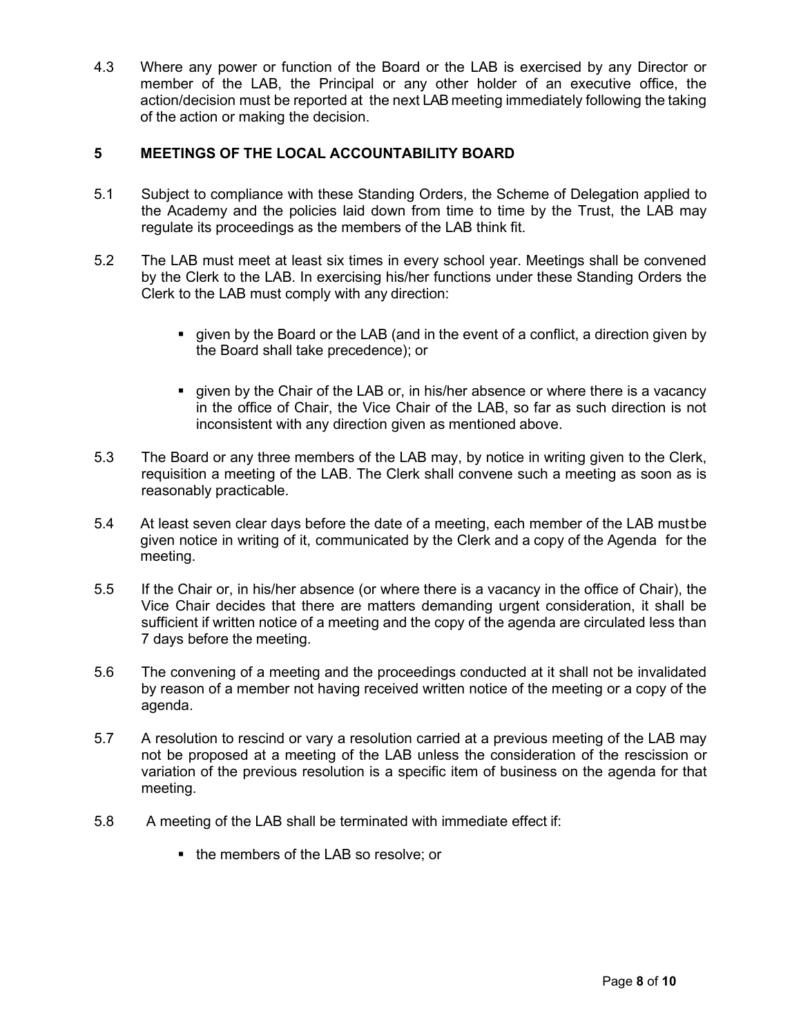4.3 Where any power or function of the Board or the LAB is exercised by any Director or member of the LAB, the Principal or any other holder of an executive office, the action/decision must be reported at the next LAB meeting immediately following the taking of the action or making the decision.

## 5 MEETINGS OF THE LOCAL ACCOUNTABILITY BOARD

5.1 Subject to compliance with these Standing Orders, the Scheme of Delegation applied to the Academy and the policies laid down from time to time by the Trust, the LAB may regulate its proceedings as the members of the LAB think fit.

5.2 The LAB must meet at least six times in every school year. Meetings shall be convened by the Clerk to the LAB. In exercising his/her functions under these Standing Orders the Clerk to the LAB must comply with any direction:

- given by the Board or the LAB (and in the event of a conflict, a direction given by the Board shall take precedence); or
- given by the Chair of the LAB or, in his/her absence or where there is a vacancy in the office of Chair, the Vice Chair of the LAB, so far as such direction is not inconsistent with any direction given as mentioned above.

5.3 The Board or any three members of the LAB may, by notice in writing given to the Clerk, requisition a meeting of the LAB. The Clerk shall convene such a meeting as soon as is reasonably practicable.

5.4 At least seven clear days before the date of a meeting, each member of the LAB must be given notice in writing of it, communicated by the Clerk and a copy of the Agenda for the meeting.

5.5 If the Chair or, in his/her absence (or where there is a vacancy in the office of Chair), the Vice Chair decides that there are matters demanding urgent consideration, it shall be sufficient if written notice of a meeting and the copy of the agenda are circulated less than 7 days before the meeting.

5.6 The convening of a meeting and the proceedings conducted at it shall not be invalidated by reason of a member not having received written notice of the meeting or a copy of the agenda.

5.7 A resolution to rescind or vary a resolution carried at a previous meeting of the LAB may not be proposed at a meeting of the LAB unless the consideration of the rescission or variation of the previous resolution is a specific item of business on the agenda for that meeting.

5.8 A meeting of the LAB shall be terminated with immediate effect if:

- the members of the LAB so resolve; or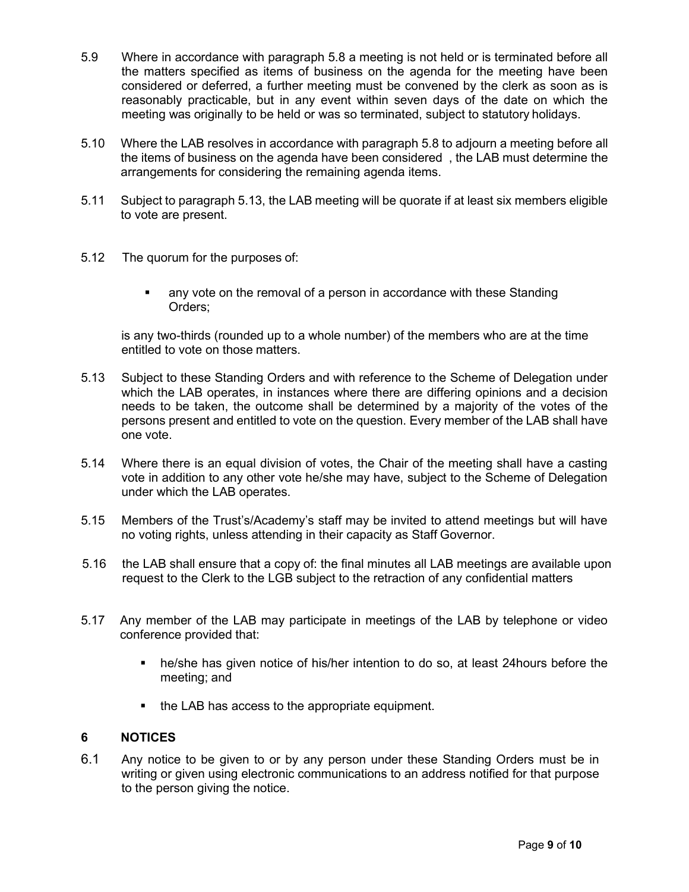5.9 Where in accordance with paragraph 5.8 a meeting is not held or is terminated before all the matters specified as items of business on the agenda for the meeting have been considered or deferred, a further meeting must be convened by the clerk as soon as is reasonably practicable, but in any event within seven days of the date on which the meeting was originally to be held or was so terminated, subject to statutory holidays.

5.10 Where the LAB resolves in accordance with paragraph 5.8 to adjourn a meeting before all the items of business on the agenda have been considered , the LAB must determine the arrangements for considering the remaining agenda items.

5.11 Subject to paragraph 5.13, the LAB meeting will be quorate if at least six members eligible to vote are present.

5.12 The quorum for the purposes of:

- any vote on the removal of a person in accordance with these Standing Orders;

is any two-thirds (rounded up to a whole number) of the members who are at the time entitled to vote on those matters.

5.13 Subject to these Standing Orders and with reference to the Scheme of Delegation under which the LAB operates, in instances where there are differing opinions and a decision needs to be taken, the outcome shall be determined by a majority of the votes of the persons present and entitled to vote on the question. Every member of the LAB shall have one vote.

5.14 Where there is an equal division of votes, the Chair of the meeting shall have a casting vote in addition to any other vote he/she may have, subject to the Scheme of Delegation under which the LAB operates.

5.15 Members of the Trust's/Academy's staff may be invited to attend meetings but will have no voting rights, unless attending in their capacity as Staff Governor.

5.16 the LAB shall ensure that a copy of: the final minutes all LAB meetings are available upon request to the Clerk to the LGB subject to the retraction of any confidential matters

5.17 Any member of the LAB may participate in meetings of the LAB by telephone or video conference provided that:

- he/she has given notice of his/her intention to do so, at least 24hours before the meeting; and
- the LAB has access to the appropriate equipment.

## 6 NOTICES

6.1 Any notice to be given to or by any person under these Standing Orders must be in writing or given using electronic communications to an address notified for that purpose to the person giving the notice.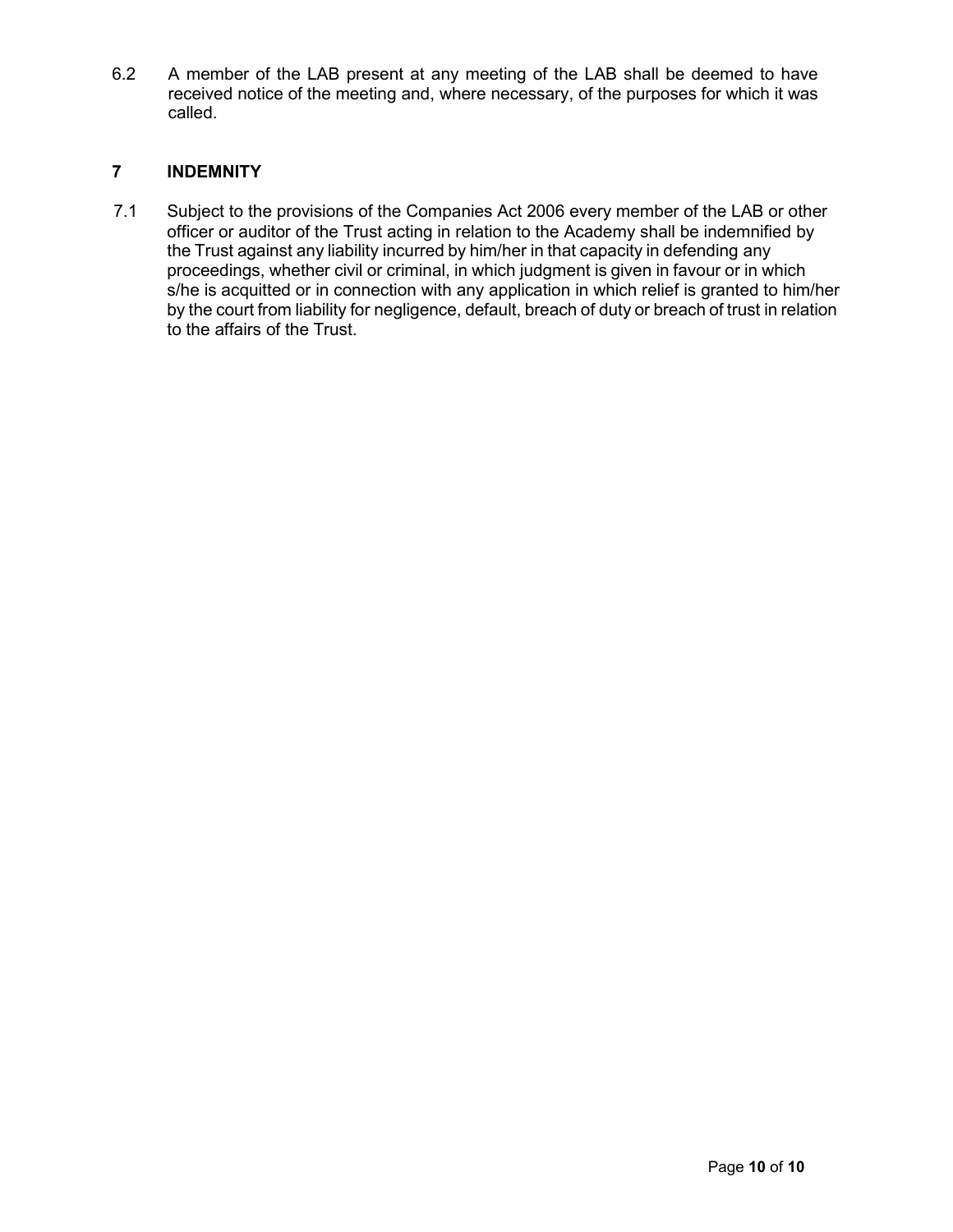6.2 A member of the LAB present at any meeting of the LAB shall be deemed to have received notice of the meeting and, where necessary, of the purposes for which it was called.

## 7 INDEMNITY

7.1 Subject to the provisions of the Companies Act 2006 every member of the LAB or other officer or auditor of the Trust acting in relation to the Academy shall be indemnified by the Trust against any liability incurred by him/her in that capacity in defending any proceedings, whether civil or criminal, in which judgment is given in favour or in which s/he is acquitted or in connection with any application in which relief is granted to him/her by the court from liability for negligence, default, breach of duty or breach of trust in relation to the affairs of the Trust.